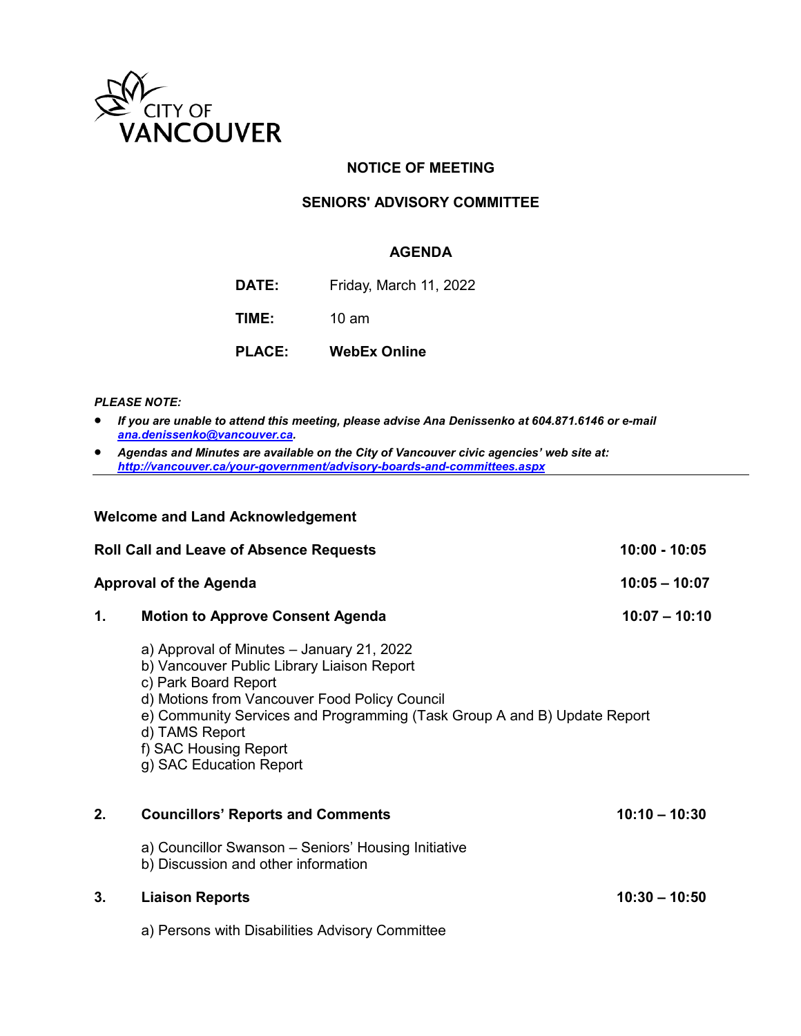CITY OF VANCOUVER

**NOTICE OF MEETING**

**SENIORS' ADVISORY COMMITTEE**

**AGENDA**

| | |
|---|---|
| **DATE:** | Friday, March 11, 2022 |
| **TIME:** | 10 am |
| **PLACE:** | **WebEx Online** |

***PLEASE NOTE:***

- ***If you are unable to attend this meeting, please advise Ana Denissenko at 604.871.6146 or e-mail [ana.denissenko@vancouver.ca](mailto:ana.denissenko@vancouver.ca).***
- ***Agendas and Minutes are available on the City of Vancouver civic agencies' web site at: [http://vancouver.ca/your-government/advisory-boards-and-committees.aspx](http://vancouver.ca/your-government/advisory-boards-and-committees.aspx)***

---

**Welcome and Land Acknowledgement**

**Roll Call and Leave of Absence Requests** 10:00 - 10:05

**Approval of the Agenda** 10:05 – 10:07

**1. Motion to Approve Consent Agenda** 10:07 – 10:10

a) Approval of Minutes – January 21, 2022
b) Vancouver Public Library Liaison Report
c) Park Board Report
d) Motions from Vancouver Food Policy Council
e) Community Services and Programming (Task Group A and B) Update Report
d) TAMS Report
f) SAC Housing Report
g) SAC Education Report

**2. Councillors' Reports and Comments** 10:10 – 10:30

a) Councillor Swanson – Seniors' Housing Initiative
b) Discussion and other information

**3. Liaison Reports** 10:30 – 10:50

a) Persons with Disabilities Advisory Committee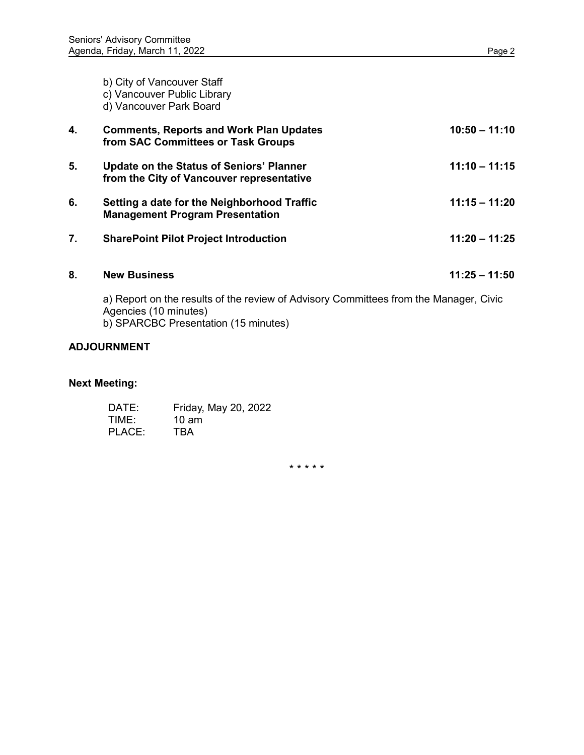b) City of Vancouver Staff
c) Vancouver Public Library
d) Vancouver Park Board

**4. Comments, Reports and Work Plan Updates from SAC Committees or Task Groups** **10:50 – 11:10**

**5. Update on the Status of Seniors' Planner from the City of Vancouver representative** **11:10 – 11:15**

**6. Setting a date for the Neighborhood Traffic Management Program Presentation** **11:15 – 11:20**

**7. SharePoint Pilot Project Introduction** **11:20 – 11:25**

**8. New Business** **11:25 – 11:50**

a) Report on the results of the review of Advisory Committees from the Manager, Civic Agencies (10 minutes)
b) SPARCBC Presentation (15 minutes)

**ADJOURNMENT**

**Next Meeting:**

DATE: Friday, May 20, 2022
TIME: 10 am
PLACE: TBA

* * * * *